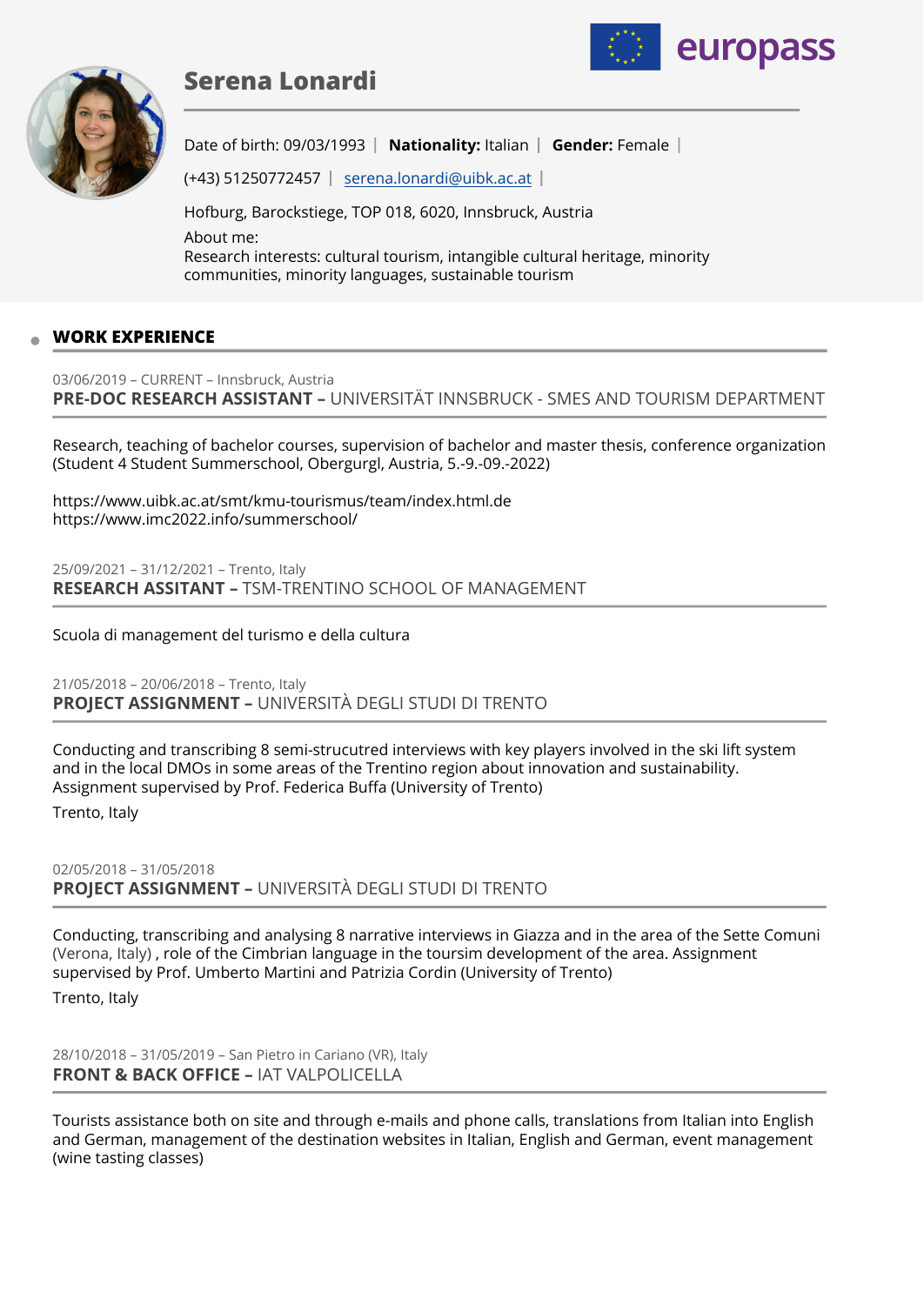# Serena Lonardi

Date of birth: 09/03/1993 | **Nationality:** Italian | **Gender:** Female |

(+43) 51250772457 | serena.lonardi@uibk.ac.at |

Hofburg, Barockstiege, TOP 018, 6020, Innsbruck, Austria

About me:
Research interests: cultural tourism, intangible cultural heritage, minority communities, minority languages, sustainable tourism

## WORK EXPERIENCE

03/06/2019 – CURRENT – Innsbruck, Austria
**PRE-DOC RESEARCH ASSISTANT –** UNIVERSITÄT INNSBRUCK - SMES AND TOURISM DEPARTMENT

Research, teaching of bachelor courses, supervision of bachelor and master thesis, conference organization (Student 4 Student Summerschool, Obergurgl, Austria, 5.-9.-09.-2022)

https://www.uibk.ac.at/smt/kmu-tourismus/team/index.html.de
https://www.imc2022.info/summerschool/

25/09/2021 – 31/12/2021 – Trento, Italy
**RESEARCH ASSITANT –** TSM-TRENTINO SCHOOL OF MANAGEMENT

Scuola di management del turismo e della cultura

21/05/2018 – 20/06/2018 – Trento, Italy
**PROJECT ASSIGNMENT –** UNIVERSITÀ DEGLI STUDI DI TRENTO

Conducting and transcribing 8 semi-strucutred interviews with key players involved in the ski lift system and in the local DMOs in some areas of the Trentino region about innovation and sustainability. Assignment supervised by Prof. Federica Buffa (University of Trento)

Trento, Italy

02/05/2018 – 31/05/2018
**PROJECT ASSIGNMENT –** UNIVERSITÀ DEGLI STUDI DI TRENTO

Conducting, transcribing and analysing 8 narrative interviews in Giazza and in the area of the Sette Comuni (Verona, Italy) , role of the Cimbrian language in the toursim development of the area. Assignment supervised by Prof. Umberto Martini and Patrizia Cordin (University of Trento)

Trento, Italy

28/10/2018 – 31/05/2019 – San Pietro in Cariano (VR), Italy
**FRONT & BACK OFFICE –** IAT VALPOLICELLA

Tourists assistance both on site and through e-mails and phone calls, translations from Italian into English and German, management of the destination websites in Italian, English and German, event management (wine tasting classes)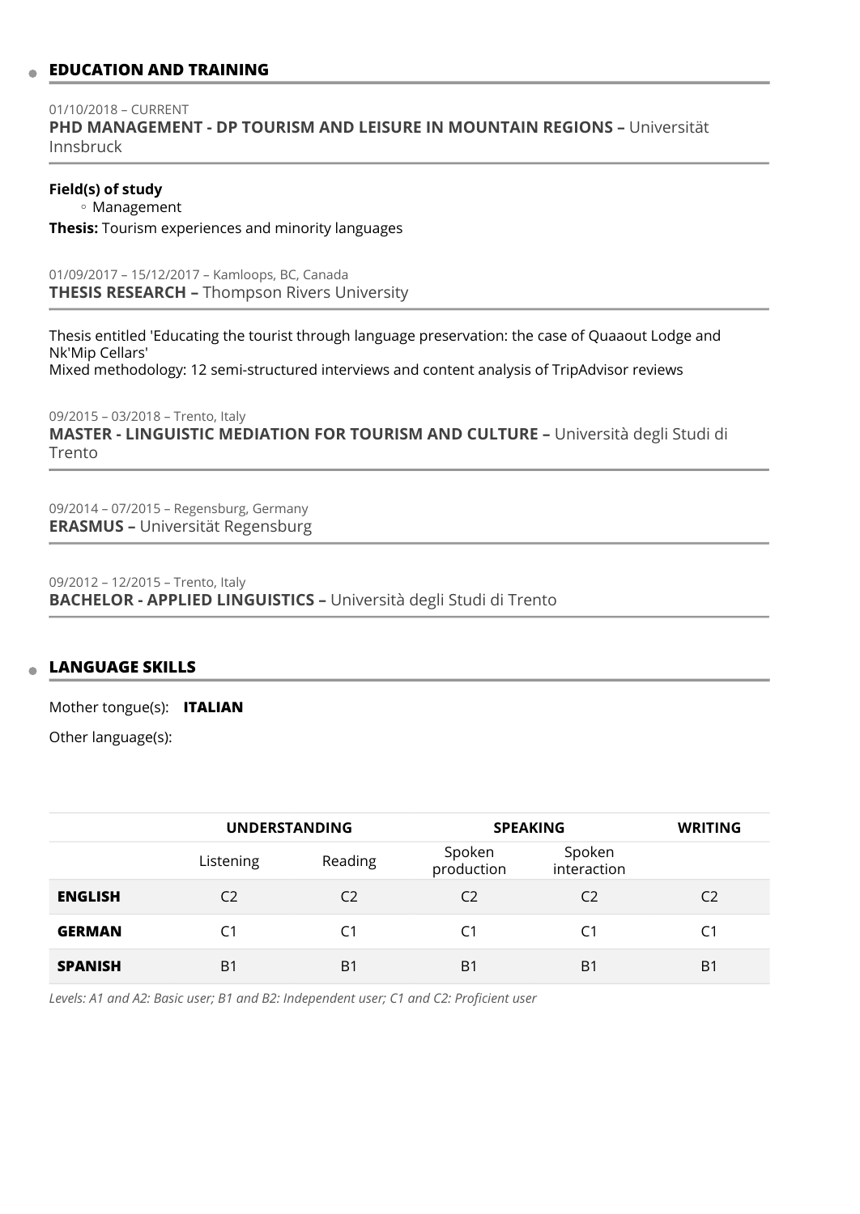## EDUCATION AND TRAINING

01/10/2018 – CURRENT
**PHD MANAGEMENT - DP TOURISM AND LEISURE IN MOUNTAIN REGIONS –** Universität Innsbruck

**Field(s) of study**

- Management

**Thesis:** Tourism experiences and minority languages

01/09/2017 – 15/12/2017 – Kamloops, BC, Canada
**THESIS RESEARCH –** Thompson Rivers University

Thesis entitled 'Educating the tourist through language preservation: the case of Quaaout Lodge and Nk'Mip Cellars'
Mixed methodology: 12 semi-structured interviews and content analysis of TripAdvisor reviews

09/2015 – 03/2018 – Trento, Italy
**MASTER - LINGUISTIC MEDIATION FOR TOURISM AND CULTURE –** Università degli Studi di Trento

09/2014 – 07/2015 – Regensburg, Germany
**ERASMUS –** Universität Regensburg

09/2012 – 12/2015 – Trento, Italy
**BACHELOR - APPLIED LINGUISTICS –** Università degli Studi di Trento

## LANGUAGE SKILLS

Mother tongue(s): **ITALIAN**

Other language(s):

| | **UNDERSTANDING** | | **SPEAKING** | | **WRITING** |
|---|---|---|---|---|---|
| | Listening | Reading | Spoken production | Spoken interaction | |
| **ENGLISH** | C2 | C2 | C2 | C2 | C2 |
| **GERMAN** | C1 | C1 | C1 | C1 | C1 |
| **SPANISH** | B1 | B1 | B1 | B1 | B1 |

*Levels: A1 and A2: Basic user; B1 and B2: Independent user; C1 and C2: Proficient user*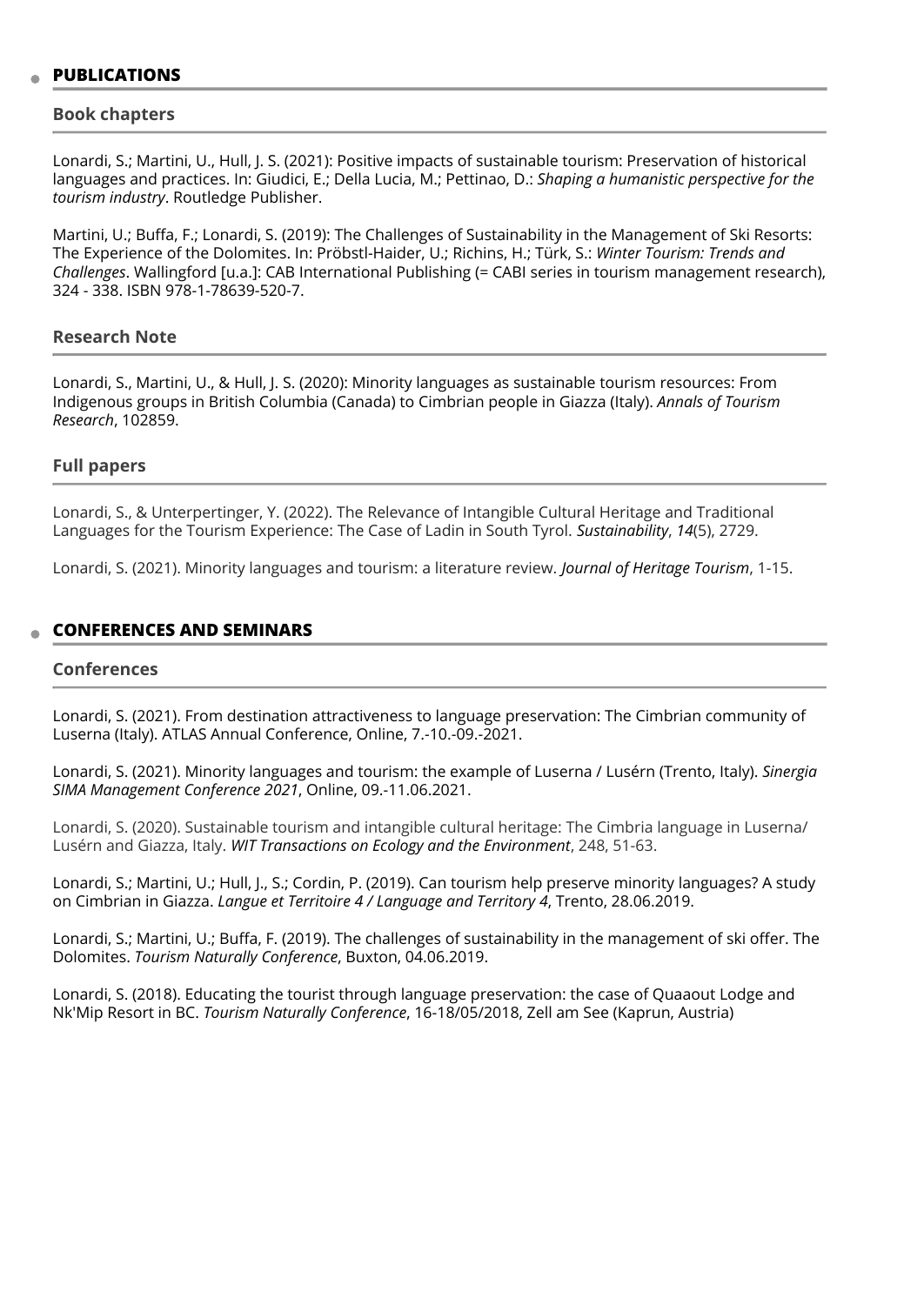## PUBLICATIONS

### Book chapters

Lonardi, S.; Martini, U., Hull, J. S. (2021): Positive impacts of sustainable tourism: Preservation of historical languages and practices. In: Giudici, E.; Della Lucia, M.; Pettinao, D.: *Shaping a humanistic perspective for the tourism industry*. Routledge Publisher.

Martini, U.; Buffa, F.; Lonardi, S. (2019): The Challenges of Sustainability in the Management of Ski Resorts: The Experience of the Dolomites. In: Pröbstl-Haider, U.; Richins, H.; Türk, S.: *Winter Tourism: Trends and Challenges*. Wallingford [u.a.]: CAB International Publishing (= CABI series in tourism management research), 324 - 338. ISBN 978-1-78639-520-7.

### Research Note

Lonardi, S., Martini, U., & Hull, J. S. (2020): Minority languages as sustainable tourism resources: From Indigenous groups in British Columbia (Canada) to Cimbrian people in Giazza (Italy). *Annals of Tourism Research*, 102859.

### Full papers

Lonardi, S., & Unterpertinger, Y. (2022). The Relevance of Intangible Cultural Heritage and Traditional Languages for the Tourism Experience: The Case of Ladin in South Tyrol. *Sustainability*, *14*(5), 2729.

Lonardi, S. (2021). Minority languages and tourism: a literature review. *Journal of Heritage Tourism*, 1-15.

## CONFERENCES AND SEMINARS

### Conferences

Lonardi, S. (2021). From destination attractiveness to language preservation: The Cimbrian community of Luserna (Italy). ATLAS Annual Conference, Online, 7.-10.-09.-2021.

Lonardi, S. (2021). Minority languages and tourism: the example of Luserna / Lusérn (Trento, Italy). *Sinergia SIMA Management Conference 2021*, Online, 09.-11.06.2021.

Lonardi, S. (2020). Sustainable tourism and intangible cultural heritage: The Cimbria language in Luserna/ Lusérn and Giazza, Italy. *WIT Transactions on Ecology and the Environment*, 248, 51-63.

Lonardi, S.; Martini, U.; Hull, J., S.; Cordin, P. (2019). Can tourism help preserve minority languages? A study on Cimbrian in Giazza. *Langue et Territoire 4 / Language and Territory 4*, Trento, 28.06.2019.

Lonardi, S.; Martini, U.; Buffa, F. (2019). The challenges of sustainability in the management of ski offer. The Dolomites. *Tourism Naturally Conference*, Buxton, 04.06.2019.

Lonardi, S. (2018). Educating the tourist through language preservation: the case of Quaaout Lodge and Nk'Mip Resort in BC. *Tourism Naturally Conference*, 16-18/05/2018, Zell am See (Kaprun, Austria)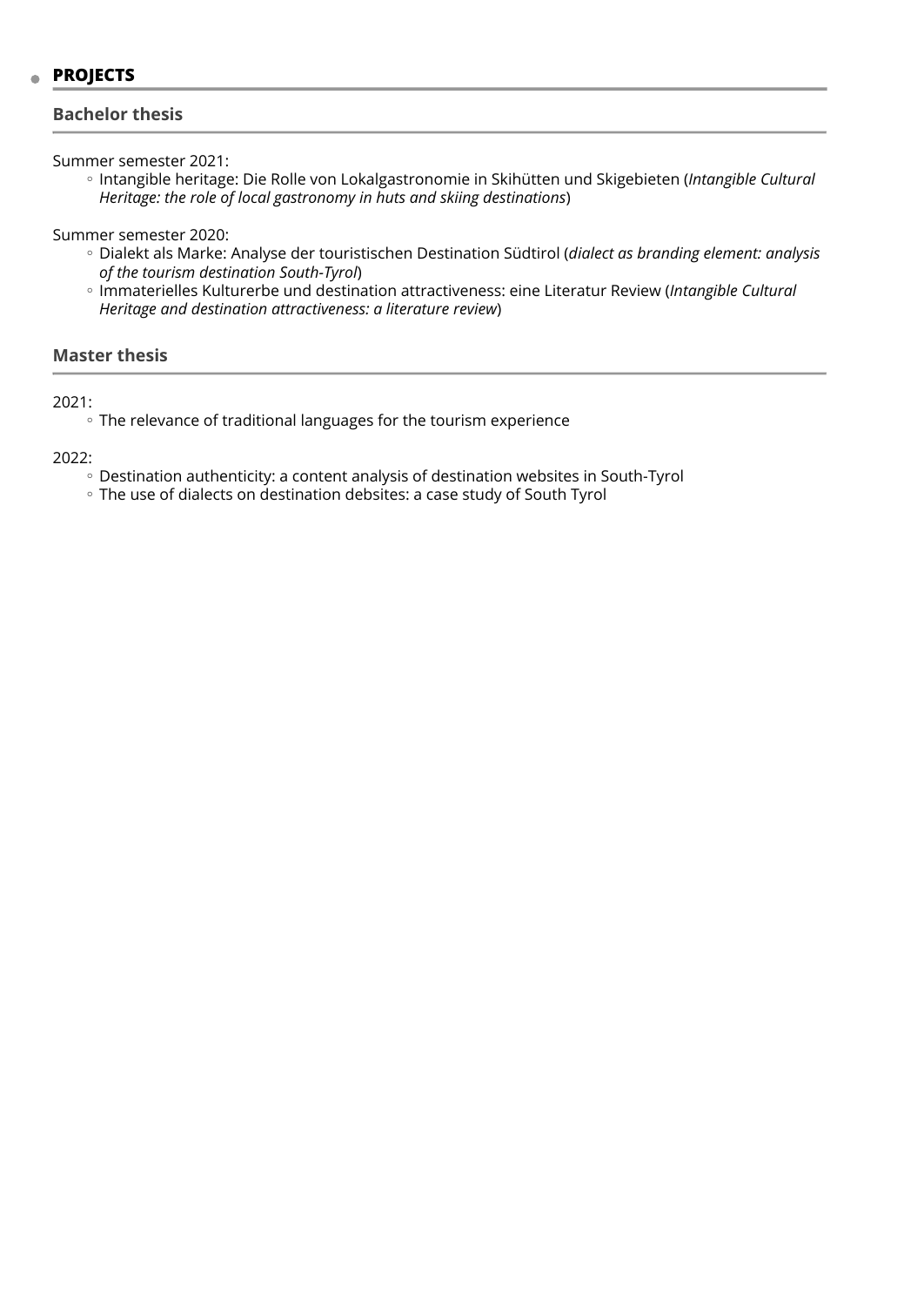## PROJECTS

### Bachelor thesis

Summer semester 2021:

- Intangible heritage: Die Rolle von Lokalgastronomie in Skihütten und Skigebieten (*Intangible Cultural Heritage: the role of local gastronomy in huts and skiing destinations*)

Summer semester 2020:

- Dialekt als Marke: Analyse der touristischen Destination Südtirol (*dialect as branding element: analysis of the tourism destination South-Tyrol*)
- Immaterielles Kulturerbe und destination attractiveness: eine Literatur Review (*Intangible Cultural Heritage and destination attractiveness: a literature review*)

### Master thesis

2021:

- The relevance of traditional languages for the tourism experience

2022:

- Destination authenticity: a content analysis of destination websites in South-Tyrol
- The use of dialects on destination debsites: a case study of South Tyrol